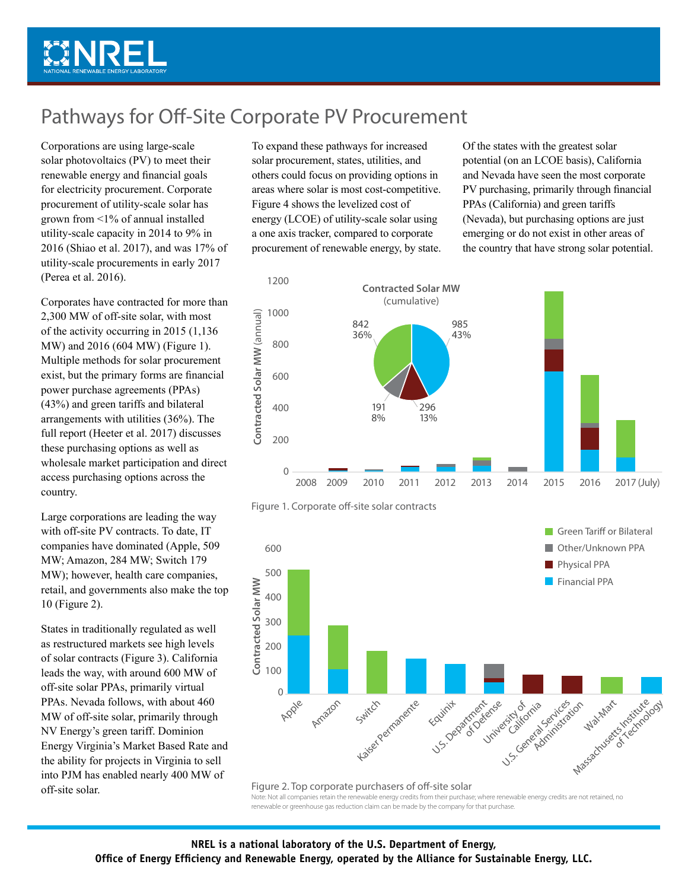# Pathways for Off-Site Corporate PV Procurement

Corporations are using large-scale solar photovoltaics (PV) to meet their renewable energy and financial goals for electricity procurement. Corporate procurement of utility-scale solar has grown from <1% of annual installed utility-scale capacity in 2014 to 9% in 2016 (Shiao et al. 2017), and was 17% of utility-scale procurements in early 2017 (Perea et al. 2016).

Corporates have contracted for more than 2,300 MW of off-site solar, with most of the activity occurring in 2015 (1,136 MW) and 2016 (604 MW) (Figure 1). Multiple methods for solar procurement exist, but the primary forms are financial power purchase agreements (PPAs) (43%) and green tariffs and bilateral arrangements with utilities (36%). The full report (Heeter et al. 2017) discusses these purchasing options as well as wholesale market participation and direct access purchasing options across the country.

Large corporations are leading the way with off-site PV contracts. To date, IT companies have dominated (Apple, 509 MW; Amazon, 284 MW; Switch 179 MW); however, health care companies, retail, and governments also make the top 10 (Figure 2).

States in traditionally regulated as well as restructured markets see high levels of solar contracts (Figure 3). California leads the way, with around 600 MW of off-site solar PPAs, primarily virtual PPAs. Nevada follows, with about 460 MW of off-site solar, primarily through NV Energy's green tariff. Dominion Energy Virginia's Market Based Rate and the ability for projects in Virginia to sell into PJM has enabled nearly 400 MW of off-site solar.

To expand these pathways for increased solar procurement, states, utilities, and others could focus on providing options in areas where solar is most cost-competitive. Figure 4 shows the levelized cost of energy (LCOE) of utility-scale solar using a one axis tracker, compared to corporate procurement of renewable energy, by state.

Of the states with the greatest solar potential (on an LCOE basis), California and Nevada have seen the most corporate PV purchasing, primarily through financial PPAs (California) and green tariffs (Nevada), but purchasing options are just emerging or do not exist in other areas of the country that have strong solar potential.

Figure 1. Corporate off-site solar contracts

Figure 2. Top corporate purchasers of off-site solar

Note: Not all companies retain the renewable energy credits from their purchase; where renewable energy credits are not retained, no renewable or greenhouse gas reduction claim can be made by the company for that purchase.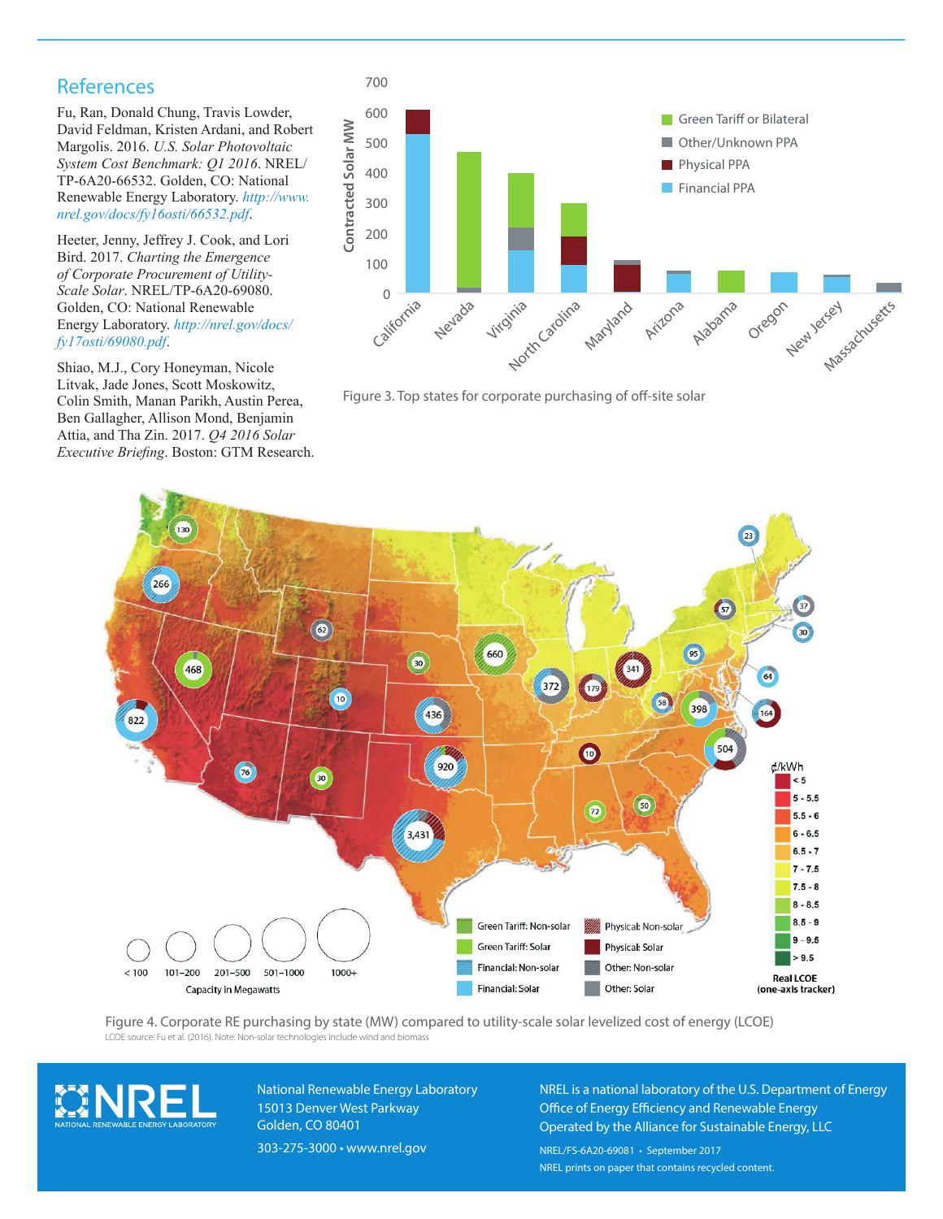## References

Fu, Ran, Donald Chung, Travis Lowder, David Feldman, Kristen Ardani, and Robert Margolis. 2016. *U.S. Solar Photovoltaic System Cost Benchmark: Q1 2016*. NREL/TP-6A20-66532. Golden, CO: National Renewable Energy Laboratory. *http://www.nrel.gov/docs/fy16osti/66532.pdf*.

Heeter, Jenny, Jeffrey J. Cook, and Lori Bird. 2017. *Charting the Emergence of Corporate Procurement of Utility-Scale Solar*. NREL/TP-6A20-69080. Golden, CO: National Renewable Energy Laboratory. *http://nrel.gov/docs/fy17osti/69080.pdf*.

Shiao, M.J., Cory Honeyman, Nicole Litvak, Jade Jones, Scott Moskowitz, Colin Smith, Manan Parikh, Austin Perea, Ben Gallagher, Allison Mond, Benjamin Attia, and Tha Zin. 2017. *Q4 2016 Solar Executive Briefing*. Boston: GTM Research.

Contracted Solar MW

700
600
500
400
300
200
100
0

California, Nevada, Virginia, North Carolina, Maryland, Arizona, Alabama, Oregon, New Jersey, Massachusetts

Green Tariff or Bilateral
Other/Unknown PPA
Physical PPA
Financial PPA

Figure 3. Top states for corporate purchasing of off-site solar

130, 266, 468, 822, 62, 10, 76, 30, 30, 436, 920, 3,431, 660, 372, 179, 341, 10, 72, 50, 58, 95, 398, 504, 164, 64, 57, 23, 37, 30

< 100, 101–200, 201–500, 501–1000, 1000+

Capacity in Megawatts

Green Tariff: Non-solar
Green Tariff: Solar
Financial: Non-solar
Financial: Solar
Physical: Non-solar
Physical: Solar
Other: Non-solar
Other: Solar

¢/kWh
< 5
5 - 5.5
5.5 - 6
6 - 6.5
6.5 - 7
7 - 7.5
7.5 - 8
8 - 8.5
8.5 - 9
9 - 9.5
> 9.5

Real LCOE
(one-axis tracker)

Figure 4. Corporate RE purchasing by state (MW) compared to utility-scale solar levelized cost of energy (LCOE)

LCOE source: Fu et al. (2016). Note: Non-solar technologies include wind and biomass

NREL
NATIONAL RENEWABLE ENERGY LABORATORY

National Renewable Energy Laboratory
15013 Denver West Parkway
Golden, CO 80401
303-275-3000 • www.nrel.gov

NREL is a national laboratory of the U.S. Department of Energy
Office of Energy Efficiency and Renewable Energy
Operated by the Alliance for Sustainable Energy, LLC

NREL/FS-6A20-69081 • September 2017

NREL prints on paper that contains recycled content.